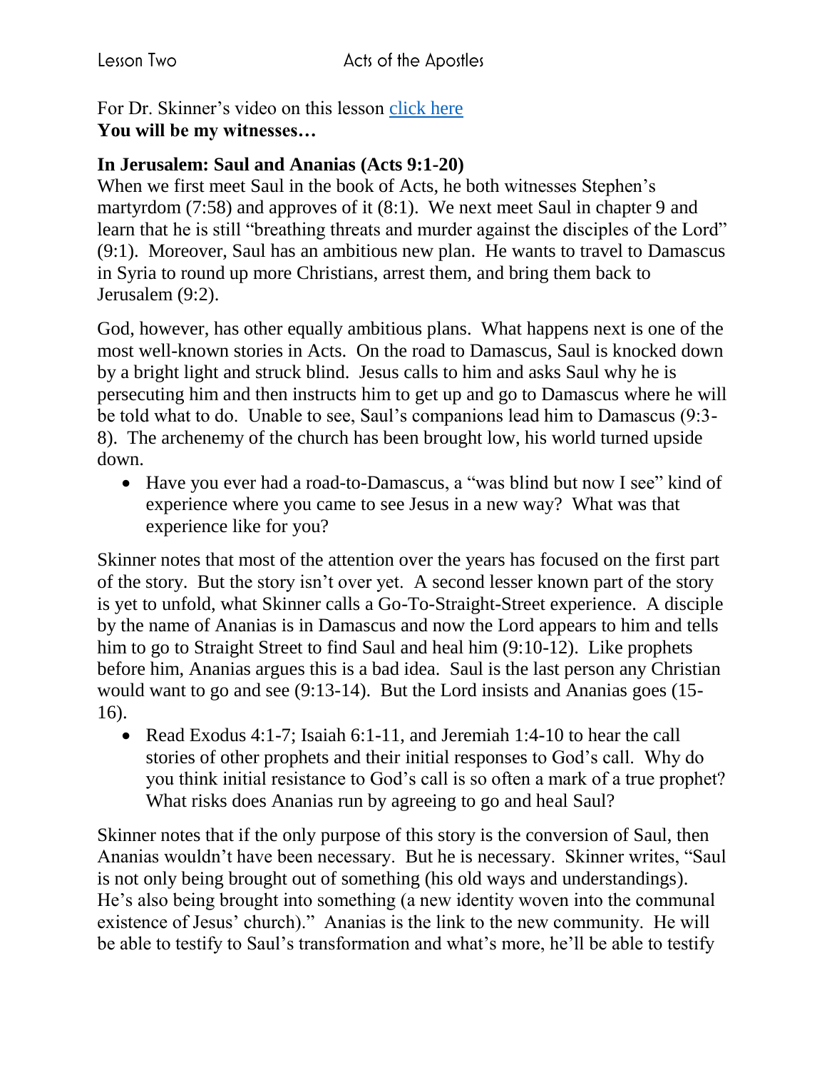For Dr. Skinner's video on this lesson [click here]

**You will be my witnesses…**

**In Jerusalem: Saul and Ananias (Acts 9:1-20)**

When we first meet Saul in the book of Acts, he both witnesses Stephen's martyrdom (7:58) and approves of it (8:1). We next meet Saul in chapter 9 and learn that he is still "breathing threats and murder against the disciples of the Lord" (9:1). Moreover, Saul has an ambitious new plan. He wants to travel to Damascus in Syria to round up more Christians, arrest them, and bring them back to Jerusalem (9:2).

God, however, has other equally ambitious plans. What happens next is one of the most well-known stories in Acts. On the road to Damascus, Saul is knocked down by a bright light and struck blind. Jesus calls to him and asks Saul why he is persecuting him and then instructs him to get up and go to Damascus where he will be told what to do. Unable to see, Saul's companions lead him to Damascus (9:3-8). The archenemy of the church has been brought low, his world turned upside down.

- Have you ever had a road-to-Damascus, a "was blind but now I see" kind of experience where you came to see Jesus in a new way? What was that experience like for you?

Skinner notes that most of the attention over the years has focused on the first part of the story. But the story isn't over yet. A second lesser known part of the story is yet to unfold, what Skinner calls a Go-To-Straight-Street experience. A disciple by the name of Ananias is in Damascus and now the Lord appears to him and tells him to go to Straight Street to find Saul and heal him (9:10-12). Like prophets before him, Ananias argues this is a bad idea. Saul is the last person any Christian would want to go and see (9:13-14). But the Lord insists and Ananias goes (15-16).

- Read Exodus 4:1-7; Isaiah 6:1-11, and Jeremiah 1:4-10 to hear the call stories of other prophets and their initial responses to God's call. Why do you think initial resistance to God's call is so often a mark of a true prophet? What risks does Ananias run by agreeing to go and heal Saul?

Skinner notes that if the only purpose of this story is the conversion of Saul, then Ananias wouldn't have been necessary. But he is necessary. Skinner writes, "Saul is not only being brought out of something (his old ways and understandings). He's also being brought into something (a new identity woven into the communal existence of Jesus' church)." Ananias is the link to the new community. He will be able to testify to Saul's transformation and what's more, he'll be able to testify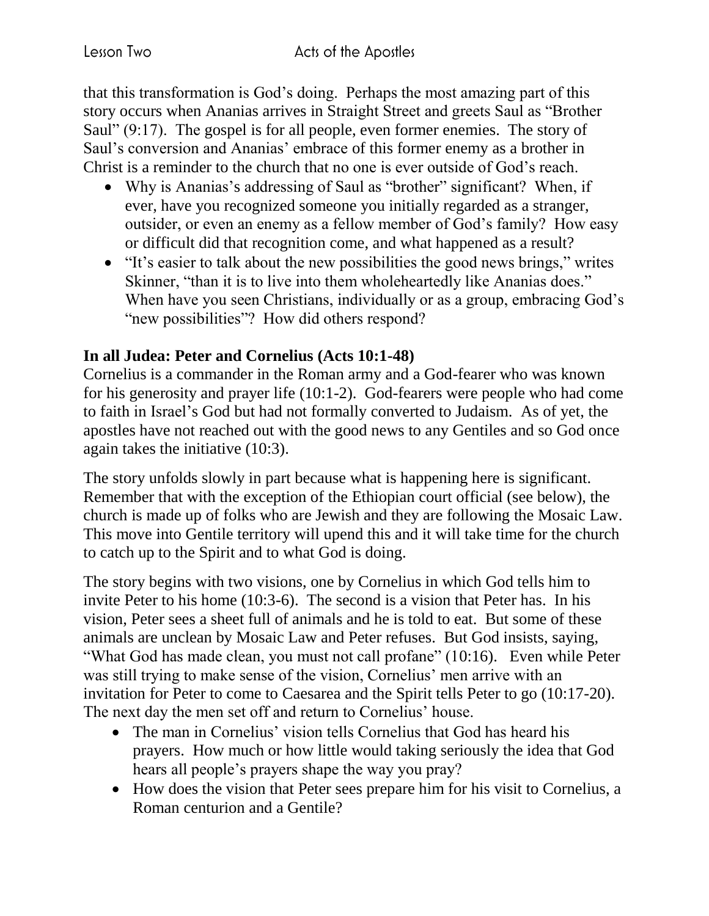that this transformation is God's doing. Perhaps the most amazing part of this story occurs when Ananias arrives in Straight Street and greets Saul as "Brother Saul" (9:17). The gospel is for all people, even former enemies. The story of Saul's conversion and Ananias' embrace of this former enemy as a brother in Christ is a reminder to the church that no one is ever outside of God's reach.

- Why is Ananias's addressing of Saul as "brother" significant? When, if ever, have you recognized someone you initially regarded as a stranger, outsider, or even an enemy as a fellow member of God's family? How easy or difficult did that recognition come, and what happened as a result?
- "It's easier to talk about the new possibilities the good news brings," writes Skinner, "than it is to live into them wholeheartedly like Ananias does." When have you seen Christians, individually or as a group, embracing God's "new possibilities"? How did others respond?

**In all Judea: Peter and Cornelius (Acts 10:1-48)**

Cornelius is a commander in the Roman army and a God-fearer who was known for his generosity and prayer life (10:1-2). God-fearers were people who had come to faith in Israel's God but had not formally converted to Judaism. As of yet, the apostles have not reached out with the good news to any Gentiles and so God once again takes the initiative (10:3).

The story unfolds slowly in part because what is happening here is significant. Remember that with the exception of the Ethiopian court official (see below), the church is made up of folks who are Jewish and they are following the Mosaic Law. This move into Gentile territory will upend this and it will take time for the church to catch up to the Spirit and to what God is doing.

The story begins with two visions, one by Cornelius in which God tells him to invite Peter to his home (10:3-6). The second is a vision that Peter has. In his vision, Peter sees a sheet full of animals and he is told to eat. But some of these animals are unclean by Mosaic Law and Peter refuses. But God insists, saying, "What God has made clean, you must not call profane" (10:16). Even while Peter was still trying to make sense of the vision, Cornelius' men arrive with an invitation for Peter to come to Caesarea and the Spirit tells Peter to go (10:17-20). The next day the men set off and return to Cornelius' house.

- The man in Cornelius' vision tells Cornelius that God has heard his prayers. How much or how little would taking seriously the idea that God hears all people's prayers shape the way you pray?
- How does the vision that Peter sees prepare him for his visit to Cornelius, a Roman centurion and a Gentile?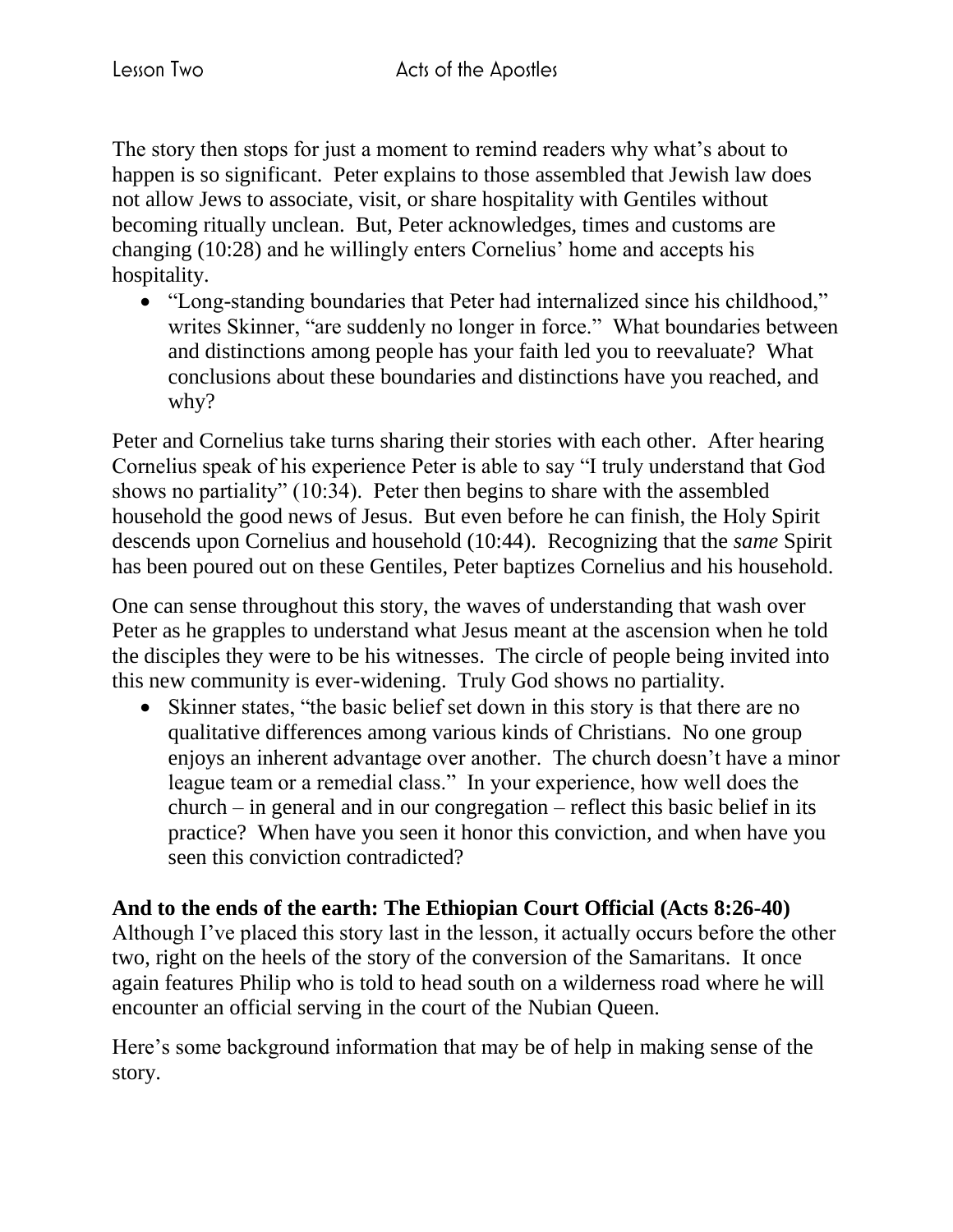The story then stops for just a moment to remind readers why what's about to happen is so significant. Peter explains to those assembled that Jewish law does not allow Jews to associate, visit, or share hospitality with Gentiles without becoming ritually unclean. But, Peter acknowledges, times and customs are changing (10:28) and he willingly enters Cornelius' home and accepts his hospitality.

- "Long-standing boundaries that Peter had internalized since his childhood," writes Skinner, "are suddenly no longer in force." What boundaries between and distinctions among people has your faith led you to reevaluate? What conclusions about these boundaries and distinctions have you reached, and why?

Peter and Cornelius take turns sharing their stories with each other. After hearing Cornelius speak of his experience Peter is able to say "I truly understand that God shows no partiality" (10:34). Peter then begins to share with the assembled household the good news of Jesus. But even before he can finish, the Holy Spirit descends upon Cornelius and household (10:44). Recognizing that the *same* Spirit has been poured out on these Gentiles, Peter baptizes Cornelius and his household.

One can sense throughout this story, the waves of understanding that wash over Peter as he grapples to understand what Jesus meant at the ascension when he told the disciples they were to be his witnesses. The circle of people being invited into this new community is ever-widening. Truly God shows no partiality.

- Skinner states, "the basic belief set down in this story is that there are no qualitative differences among various kinds of Christians. No one group enjoys an inherent advantage over another. The church doesn't have a minor league team or a remedial class." In your experience, how well does the church – in general and in our congregation – reflect this basic belief in its practice? When have you seen it honor this conviction, and when have you seen this conviction contradicted?

**And to the ends of the earth: The Ethiopian Court Official (Acts 8:26-40)**
Although I've placed this story last in the lesson, it actually occurs before the other two, right on the heels of the story of the conversion of the Samaritans. It once again features Philip who is told to head south on a wilderness road where he will encounter an official serving in the court of the Nubian Queen.

Here's some background information that may be of help in making sense of the story.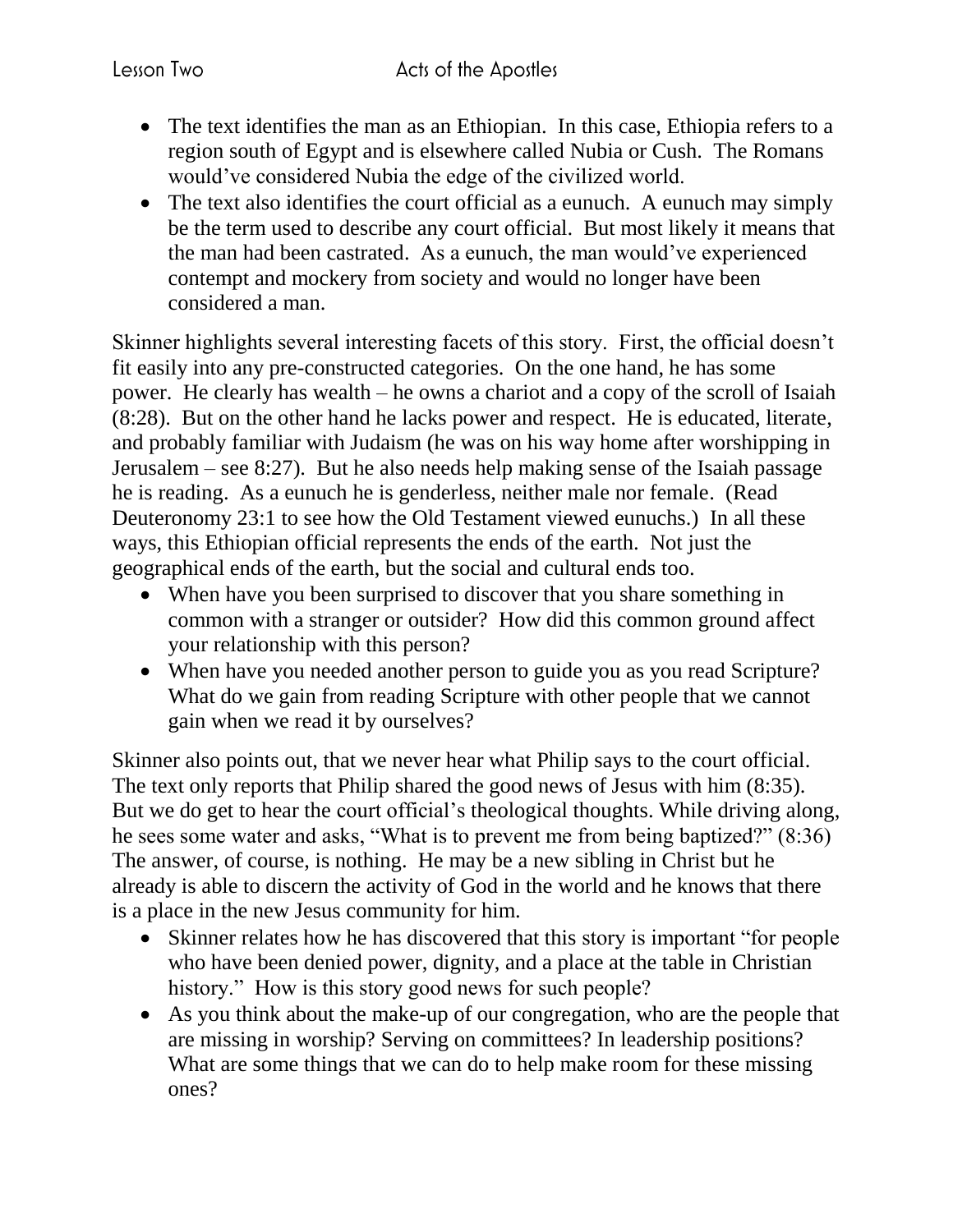- The text identifies the man as an Ethiopian. In this case, Ethiopia refers to a region south of Egypt and is elsewhere called Nubia or Cush. The Romans would've considered Nubia the edge of the civilized world.
- The text also identifies the court official as a eunuch. A eunuch may simply be the term used to describe any court official. But most likely it means that the man had been castrated. As a eunuch, the man would've experienced contempt and mockery from society and would no longer have been considered a man.

Skinner highlights several interesting facets of this story. First, the official doesn't fit easily into any pre-constructed categories. On the one hand, he has some power. He clearly has wealth – he owns a chariot and a copy of the scroll of Isaiah (8:28). But on the other hand he lacks power and respect. He is educated, literate, and probably familiar with Judaism (he was on his way home after worshipping in Jerusalem – see 8:27). But he also needs help making sense of the Isaiah passage he is reading. As a eunuch he is genderless, neither male nor female. (Read Deuteronomy 23:1 to see how the Old Testament viewed eunuchs.) In all these ways, this Ethiopian official represents the ends of the earth. Not just the geographical ends of the earth, but the social and cultural ends too.

- When have you been surprised to discover that you share something in common with a stranger or outsider? How did this common ground affect your relationship with this person?
- When have you needed another person to guide you as you read Scripture? What do we gain from reading Scripture with other people that we cannot gain when we read it by ourselves?

Skinner also points out, that we never hear what Philip says to the court official. The text only reports that Philip shared the good news of Jesus with him (8:35). But we do get to hear the court official's theological thoughts. While driving along, he sees some water and asks, "What is to prevent me from being baptized?" (8:36) The answer, of course, is nothing. He may be a new sibling in Christ but he already is able to discern the activity of God in the world and he knows that there is a place in the new Jesus community for him.

- Skinner relates how he has discovered that this story is important "for people who have been denied power, dignity, and a place at the table in Christian history." How is this story good news for such people?
- As you think about the make-up of our congregation, who are the people that are missing in worship? Serving on committees? In leadership positions? What are some things that we can do to help make room for these missing ones?